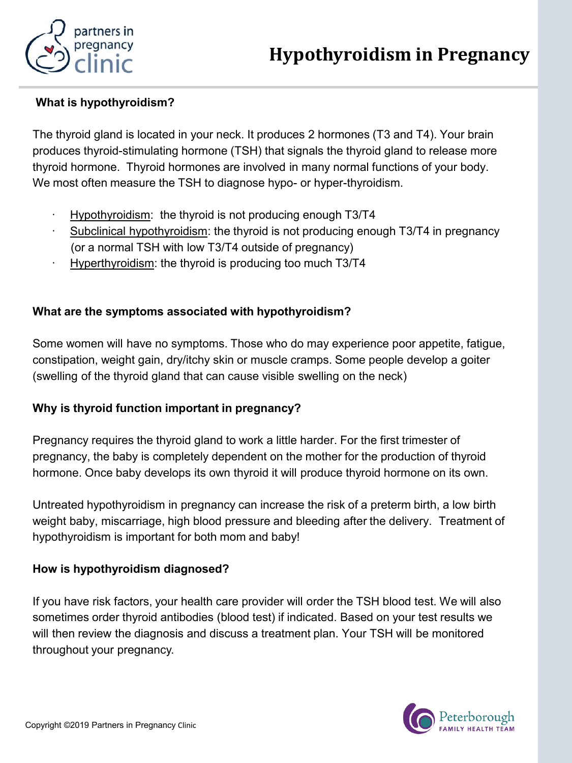# Hypothyroidism in Pregnancy

## What is hypothyroidism?

The thyroid gland is located in your neck. It produces 2 hormones (T3 and T4). Your brain produces thyroid-stimulating hormone (TSH) that signals the thyroid gland to release more thyroid hormone. Thyroid hormones are involved in many normal functions of your body. We most often measure the TSH to diagnose hypo- or hyper-thyroidism.

- Hypothyroidism: the thyroid is not producing enough T3/T4
- Subclinical hypothyroidism: the thyroid is not producing enough T3/T4 in pregnancy (or a normal TSH with low T3/T4 outside of pregnancy)
- Hyperthyroidism: the thyroid is producing too much T3/T4

## What are the symptoms associated with hypothyroidism?

Some women will have no symptoms. Those who do may experience poor appetite, fatigue, constipation, weight gain, dry/itchy skin or muscle cramps. Some people develop a goiter (swelling of the thyroid gland that can cause visible swelling on the neck)

## Why is thyroid function important in pregnancy?

Pregnancy requires the thyroid gland to work a little harder. For the first trimester of pregnancy, the baby is completely dependent on the mother for the production of thyroid hormone. Once baby develops its own thyroid it will produce thyroid hormone on its own.

Untreated hypothyroidism in pregnancy can increase the risk of a preterm birth, a low birth weight baby, miscarriage, high blood pressure and bleeding after the delivery. Treatment of hypothyroidism is important for both mom and baby!

## How is hypothyroidism diagnosed?

If you have risk factors, your health care provider will order the TSH blood test. We will also sometimes order thyroid antibodies (blood test) if indicated. Based on your test results we will then review the diagnosis and discuss a treatment plan. Your TSH will be monitored throughout your pregnancy.

Copyright ©2019 Partners in Pregnancy Clinic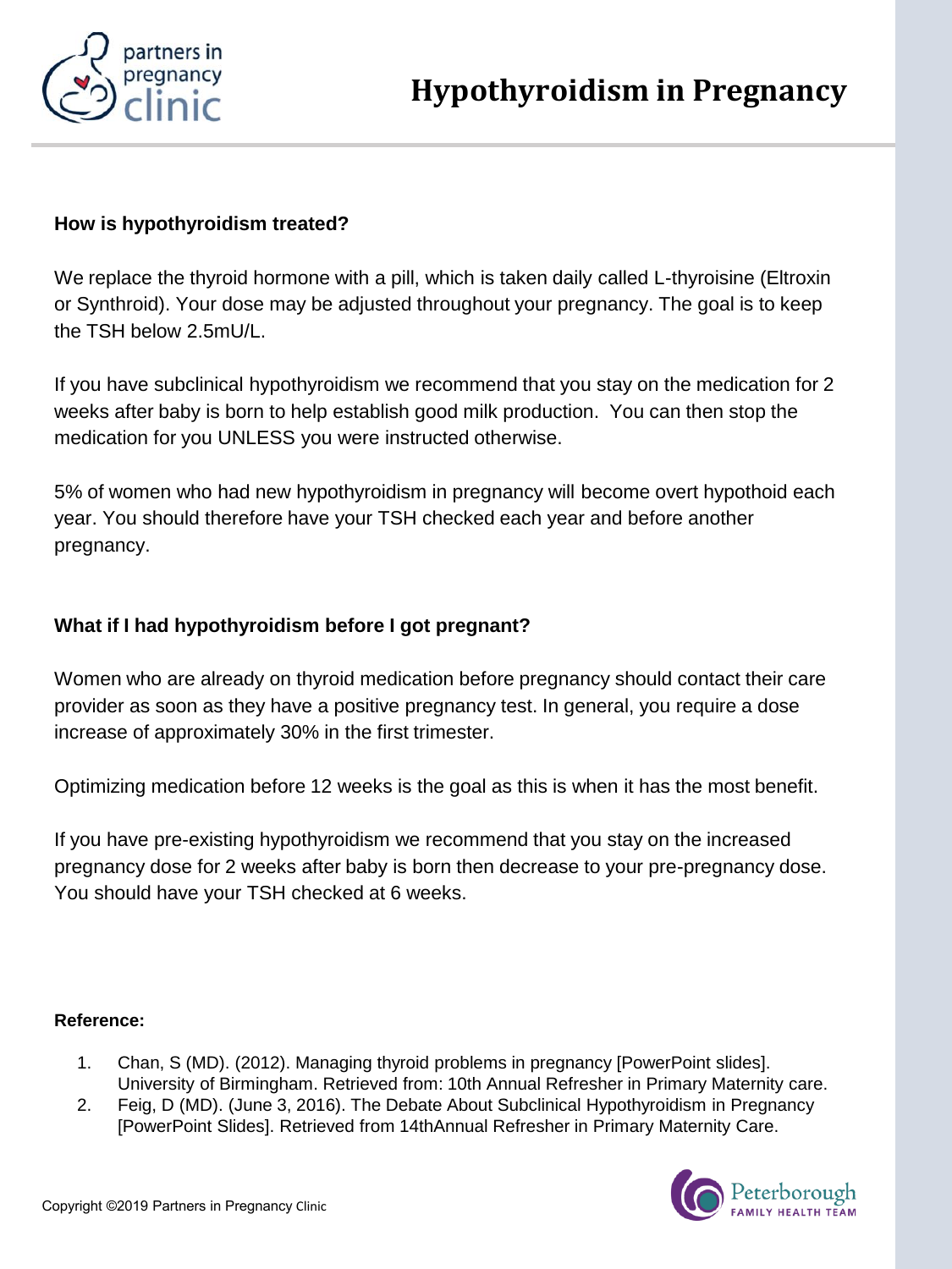# Hypothyroidism in Pregnancy

**How is hypothyroidism treated?**

We replace the thyroid hormone with a pill, which is taken daily called L-thyroisine (Eltroxin or Synthroid). Your dose may be adjusted throughout your pregnancy. The goal is to keep the TSH below 2.5mU/L.

If you have subclinical hypothyroidism we recommend that you stay on the medication for 2 weeks after baby is born to help establish good milk production. You can then stop the medication for you UNLESS you were instructed otherwise.

5% of women who had new hypothyroidism in pregnancy will become overt hypothoid each year. You should therefore have your TSH checked each year and before another pregnancy.

**What if I had hypothyroidism before I got pregnant?**

Women who are already on thyroid medication before pregnancy should contact their care provider as soon as they have a positive pregnancy test. In general, you require a dose increase of approximately 30% in the first trimester.

Optimizing medication before 12 weeks is the goal as this is when it has the most benefit.

If you have pre-existing hypothyroidism we recommend that you stay on the increased pregnancy dose for 2 weeks after baby is born then decrease to your pre-pregnancy dose. You should have your TSH checked at 6 weeks.

**Reference:**

1. Chan, S (MD). (2012). Managing thyroid problems in pregnancy [PowerPoint slides]. University of Birmingham. Retrieved from: 10th Annual Refresher in Primary Maternity care.
2. Feig, D (MD). (June 3, 2016). The Debate About Subclinical Hypothyroidism in Pregnancy [PowerPoint Slides]. Retrieved from 14thAnnual Refresher in Primary Maternity Care.

Copyright ©2019 Partners in Pregnancy Clinic